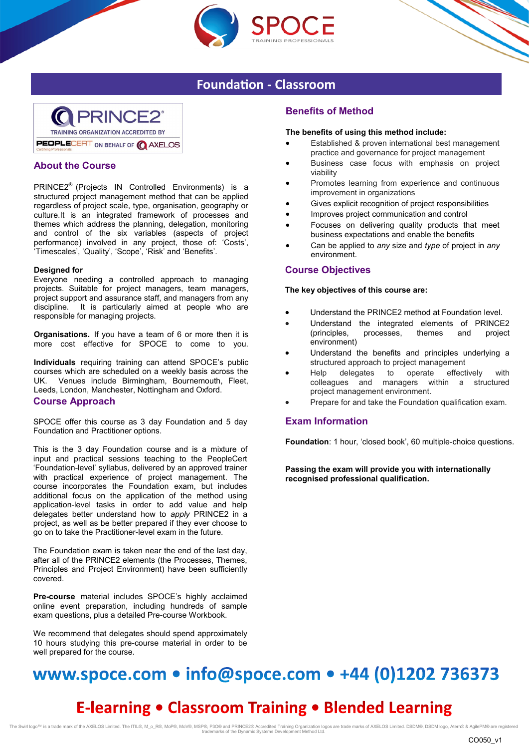# Foundation - Classroom

## About the Course

PRINCE2® (Projects IN Controlled Environments) is a structured project management method that can be applied regardless of project scale, type, organisation, geography or culture.It is an integrated framework of processes and themes which address the planning, delegation, monitoring and control of the six variables (aspects of project performance) involved in any project, those of: 'Costs', 'Timescales', 'Quality', 'Scope', 'Risk' and 'Benefits'.

**Designed for**
Everyone needing a controlled approach to managing projects. Suitable for project managers, team managers, project support and assurance staff, and managers from any discipline. It is particularly aimed at people who are responsible for managing projects.

**Organisations.** If you have a team of 6 or more then it is more cost effective for SPOCE to come to you.

**Individuals** requiring training can attend SPOCE's public courses which are scheduled on a weekly basis across the UK. Venues include Birmingham, Bournemouth, Fleet, Leeds, London, Manchester, Nottingham and Oxford.

## Course Approach

SPOCE offer this course as 3 day Foundation and 5 day Foundation and Practitioner options.

This is the 3 day Foundation course and is a mixture of input and practical sessions teaching to the PeopleCert 'Foundation-level' syllabus, delivered by an approved trainer with practical experience of project management. The course incorporates the Foundation exam, but includes additional focus on the application of the method using application-level tasks in order to add value and help delegates better understand how to *apply* PRINCE2 in a project, as well as be better prepared if they ever choose to go on to take the Practitioner-level exam in the future.

The Foundation exam is taken near the end of the last day, after all of the PRINCE2 elements (the Processes, Themes, Principles and Project Environment) have been sufficiently covered.

**Pre-course** material includes SPOCE's highly acclaimed online event preparation, including hundreds of sample exam questions, plus a detailed Pre-course Workbook.

We recommend that delegates should spend approximately 10 hours studying this pre-course material in order to be well prepared for the course.

## Benefits of Method

**The benefits of using this method include:**

- Established & proven international best management practice and governance for project management
- Business case focus with emphasis on project viability
- Promotes learning from experience and continuous improvement in organizations
- Gives explicit recognition of project responsibilities
- Improves project communication and control
- Focuses on delivering quality products that meet business expectations and enable the benefits
- Can be applied to *any* size and *type* of project in *any* environment.

## Course Objectives

**The key objectives of this course are:**

- Understand the PRINCE2 method at Foundation level.
- Understand the integrated elements of PRINCE2 (principles, processes, themes and project environment)
- Understand the benefits and principles underlying a structured approach to project management
- Help delegates to operate effectively with colleagues and managers within a structured project management environment.
- Prepare for and take the Foundation qualification exam.

## Exam Information

**Foundation**: 1 hour, 'closed book', 60 multiple-choice questions.

**Passing the exam will provide you with internationally recognised professional qualification.**

**www.spoce.com • info@spoce.com • +44 (0)1202 736373**

**E-learning • Classroom Training • Blended Learning**

The Swirl logo™ is a trade mark of the AXELOS Limited. The ITIL®, M_o_R®, MoP®, MoV®, MSP®, P3O® and PRINCE2® Accredited Training Organization logos are trade marks of AXELOS Limited. DSDM®, DSDM logo, Atern® & AgilePM® are registered trademarks of the Dynamic Systems Development Method Ltd.

CO050_v1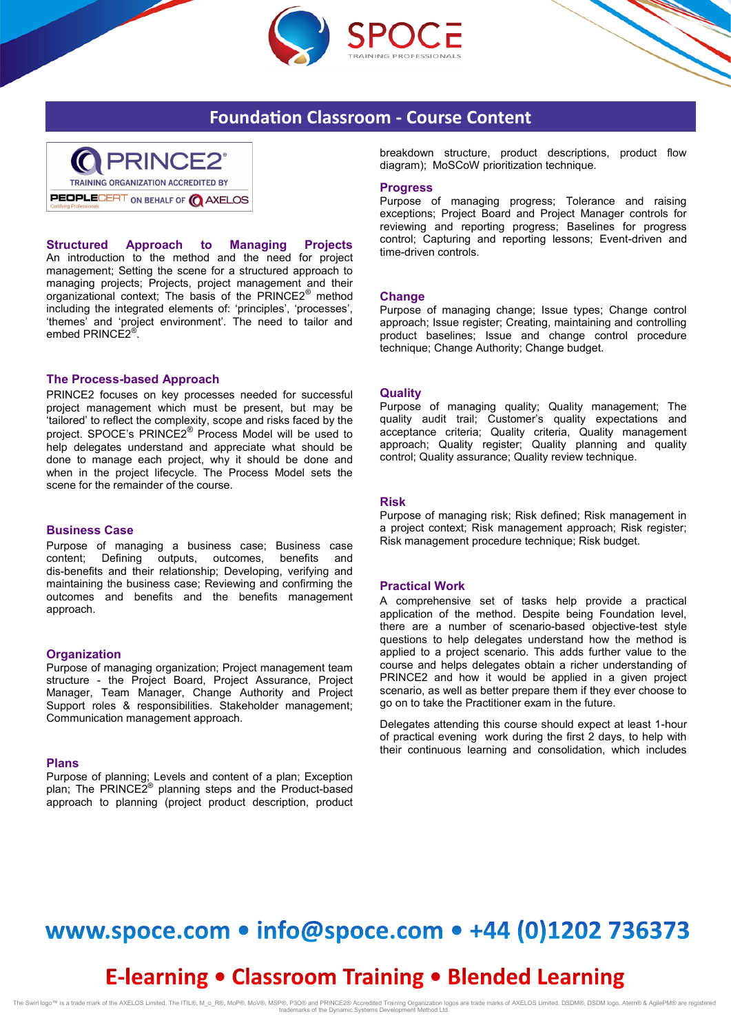# Foundation Classroom - Course Content

PRINCE2® TRAINING ORGANIZATION ACCREDITED BY PEOPLECERT ON BEHALF OF AXELOS

### Structured Approach to Managing Projects

An introduction to the method and the need for project management; Setting the scene for a structured approach to managing projects; Projects, project management and their organizational context; The basis of the PRINCE2® method including the integrated elements of: 'principles', 'processes', 'themes' and 'project environment'. The need to tailor and embed PRINCE2®.

### The Process-based Approach

PRINCE2 focuses on key processes needed for successful project management which must be present, but may be 'tailored' to reflect the complexity, scope and risks faced by the project. SPOCE's PRINCE2® Process Model will be used to help delegates understand and appreciate what should be done to manage each project, why it should be done and when in the project lifecycle. The Process Model sets the scene for the remainder of the course.

### Business Case

Purpose of managing a business case; Business case content; Defining outputs, outcomes, benefits and dis-benefits and their relationship; Developing, verifying and maintaining the business case; Reviewing and confirming the outcomes and benefits and the benefits management approach.

### Organization

Purpose of managing organization; Project management team structure - the Project Board, Project Assurance, Project Manager, Team Manager, Change Authority and Project Support roles & responsibilities. Stakeholder management; Communication management approach.

### Plans

Purpose of planning; Levels and content of a plan; Exception plan; The PRINCE2® planning steps and the Product-based approach to planning (project product description, product breakdown structure, product descriptions, product flow diagram); MoSCoW prioritization technique.

### Progress

Purpose of managing progress; Tolerance and raising exceptions; Project Board and Project Manager controls for reviewing and reporting progress; Baselines for progress control; Capturing and reporting lessons; Event-driven and time-driven controls.

### Change

Purpose of managing change; Issue types; Change control approach; Issue register; Creating, maintaining and controlling product baselines; Issue and change control procedure technique; Change Authority; Change budget.

### Quality

Purpose of managing quality; Quality management; The quality audit trail; Customer's quality expectations and acceptance criteria; Quality criteria, Quality management approach; Quality register; Quality planning and quality control; Quality assurance; Quality review technique.

### Risk

Purpose of managing risk; Risk defined; Risk management in a project context; Risk management approach; Risk register; Risk management procedure technique; Risk budget.

### Practical Work

A comprehensive set of tasks help provide a practical application of the method. Despite being Foundation level, there are a number of scenario-based objective-test style questions to help delegates understand how the method is applied to a project scenario. This adds further value to the course and helps delegates obtain a richer understanding of PRINCE2 and how it would be applied in a given project scenario, as well as better prepare them if they ever choose to go on to take the Practitioner exam in the future.

Delegates attending this course should expect at least 1-hour of practical evening work during the first 2 days, to help with their continuous learning and consolidation, which includes

www.spoce.com • info@spoce.com • +44 (0)1202 736373

E-learning • Classroom Training • Blended Learning

The Swirl logo™ is a trade mark of the AXELOS Limited. The ITIL®, M_o_R®, MoP®, MoV®, MSP®, P3O® and PRINCE2® Accredited Training Organization logos are trade marks of AXELOS Limited. DSDM®, DSDM logo, Atern® & AgilePM® are registered trademarks of the Dynamic Systems Development Method Ltd.